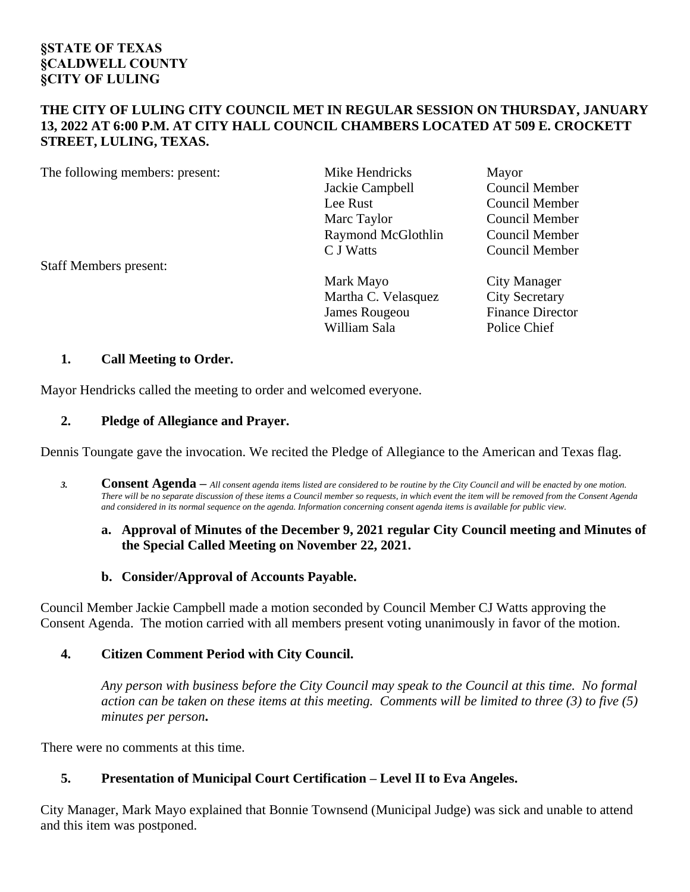**§STATE OF TEXAS**
**§CALDWELL COUNTY**
**§CITY OF LULING**

**THE CITY OF LULING CITY COUNCIL MET IN REGULAR SESSION ON THURSDAY, JANUARY 13, 2022 AT 6:00 P.M. AT CITY HALL COUNCIL CHAMBERS LOCATED AT 509 E. CROCKETT STREET, LULING, TEXAS.**

| | | |
|---|---|---|
| The following members: present: | Mike Hendricks | Mayor |
| | Jackie Campbell | Council Member |
| | Lee Rust | Council Member |
| | Marc Taylor | Council Member |
| | Raymond McGlothlin | Council Member |
| | C J Watts | Council Member |
| Staff Members present: | | |
| | Mark Mayo | City Manager |
| | Martha C. Velasquez | City Secretary |
| | James Rougeou | Finance Director |
| | William Sala | Police Chief |

1. **Call Meeting to Order.**

Mayor Hendricks called the meeting to order and welcomed everyone.

2. **Pledge of Allegiance and Prayer.**

Dennis Toungate gave the invocation. We recited the Pledge of Allegiance to the American and Texas flag.

3. **Consent Agenda –** *All consent agenda items listed are considered to be routine by the City Council and will be enacted by one motion. There will be no separate discussion of these items a Council member so requests, in which event the item will be removed from the Consent Agenda and considered in its normal sequence on the agenda. Information concerning consent agenda items is available for public view.*

   a. **Approval of Minutes of the December 9, 2021 regular City Council meeting and Minutes of the Special Called Meeting on November 22, 2021.**

   b. **Consider/Approval of Accounts Payable.**

Council Member Jackie Campbell made a motion seconded by Council Member CJ Watts approving the Consent Agenda. The motion carried with all members present voting unanimously in favor of the motion.

4. **Citizen Comment Period with City Council.**

   *Any person with business before the City Council may speak to the Council at this time. No formal action can be taken on these items at this meeting. Comments will be limited to three (3) to five (5) minutes per person.*

There were no comments at this time.

5. **Presentation of Municipal Court Certification – Level II to Eva Angeles.**

City Manager, Mark Mayo explained that Bonnie Townsend (Municipal Judge) was sick and unable to attend and this item was postponed.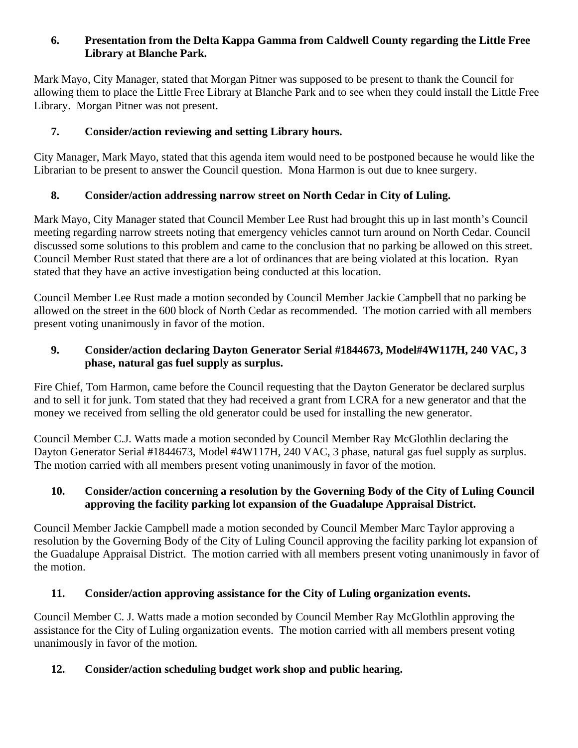**6. Presentation from the Delta Kappa Gamma from Caldwell County regarding the Little Free Library at Blanche Park.**

Mark Mayo, City Manager, stated that Morgan Pitner was supposed to be present to thank the Council for allowing them to place the Little Free Library at Blanche Park and to see when they could install the Little Free Library. Morgan Pitner was not present.

**7. Consider/action reviewing and setting Library hours.**

City Manager, Mark Mayo, stated that this agenda item would need to be postponed because he would like the Librarian to be present to answer the Council question. Mona Harmon is out due to knee surgery.

**8. Consider/action addressing narrow street on North Cedar in City of Luling.**

Mark Mayo, City Manager stated that Council Member Lee Rust had brought this up in last month's Council meeting regarding narrow streets noting that emergency vehicles cannot turn around on North Cedar. Council discussed some solutions to this problem and came to the conclusion that no parking be allowed on this street. Council Member Rust stated that there are a lot of ordinances that are being violated at this location. Ryan stated that they have an active investigation being conducted at this location.

Council Member Lee Rust made a motion seconded by Council Member Jackie Campbell that no parking be allowed on the street in the 600 block of North Cedar as recommended. The motion carried with all members present voting unanimously in favor of the motion.

**9. Consider/action declaring Dayton Generator Serial #1844673, Model#4W117H, 240 VAC, 3 phase, natural gas fuel supply as surplus.**

Fire Chief, Tom Harmon, came before the Council requesting that the Dayton Generator be declared surplus and to sell it for junk. Tom stated that they had received a grant from LCRA for a new generator and that the money we received from selling the old generator could be used for installing the new generator.

Council Member C.J. Watts made a motion seconded by Council Member Ray McGlothlin declaring the Dayton Generator Serial #1844673, Model #4W117H, 240 VAC, 3 phase, natural gas fuel supply as surplus. The motion carried with all members present voting unanimously in favor of the motion.

**10. Consider/action concerning a resolution by the Governing Body of the City of Luling Council approving the facility parking lot expansion of the Guadalupe Appraisal District.**

Council Member Jackie Campbell made a motion seconded by Council Member Marc Taylor approving a resolution by the Governing Body of the City of Luling Council approving the facility parking lot expansion of the Guadalupe Appraisal District. The motion carried with all members present voting unanimously in favor of the motion.

**11. Consider/action approving assistance for the City of Luling organization events.**

Council Member C. J. Watts made a motion seconded by Council Member Ray McGlothlin approving the assistance for the City of Luling organization events. The motion carried with all members present voting unanimously in favor of the motion.

**12. Consider/action scheduling budget work shop and public hearing.**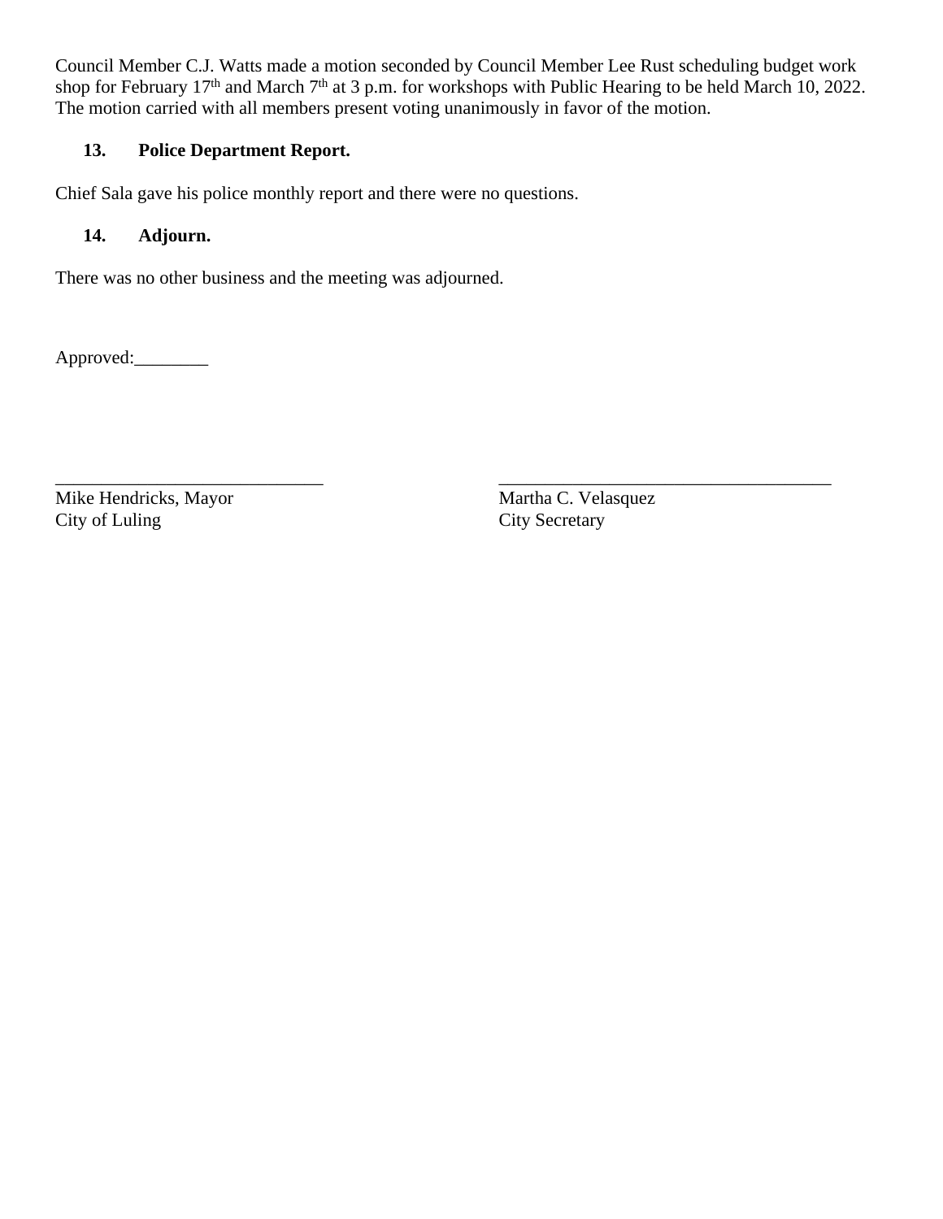Council Member C.J. Watts made a motion seconded by Council Member Lee Rust scheduling budget work shop for February 17th and March 7th at 3 p.m. for workshops with Public Hearing to be held March 10, 2022. The motion carried with all members present voting unanimously in favor of the motion.

**13. Police Department Report.**

Chief Sala gave his police monthly report and there were no questions.

**14. Adjourn.**

There was no other business and the meeting was adjourned.

Approved:________

______________________________
Mike Hendricks, Mayor
City of Luling

______________________________________
Martha C. Velasquez
City Secretary